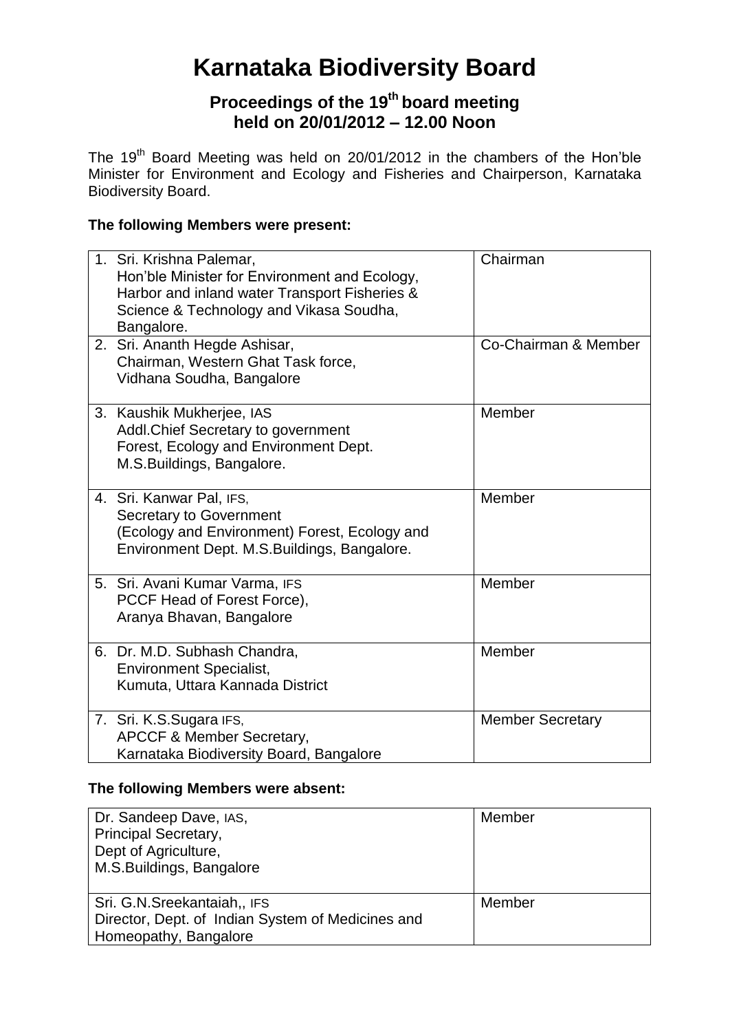# Karnataka Biodiversity Board

## Proceedings of the 19th board meeting held on 20/01/2012 – 12.00 Noon

The 19th Board Meeting was held on 20/01/2012 in the chambers of the Hon'ble Minister for Environment and Ecology and Fisheries and Chairperson, Karnataka Biodiversity Board.

**The following Members were present:**

| | |
|---|---|
| 1. Sri. Krishna Palemar, Hon'ble Minister for Environment and Ecology, Harbor and inland water Transport Fisheries & Science & Technology and Vikasa Soudha, Bangalore. | Chairman |
| 2. Sri. Ananth Hegde Ashisar, Chairman, Western Ghat Task force, Vidhana Soudha, Bangalore | Co-Chairman & Member |
| 3. Kaushik Mukherjee, IAS Addl.Chief Secretary to government Forest, Ecology and Environment Dept. M.S.Buildings, Bangalore. | Member |
| 4. Sri. Kanwar Pal, IFS, Secretary to Government (Ecology and Environment) Forest, Ecology and Environment Dept. M.S.Buildings, Bangalore. | Member |
| 5. Sri. Avani Kumar Varma, IFS PCCF Head of Forest Force), Aranya Bhavan, Bangalore | Member |
| 6. Dr. M.D. Subhash Chandra, Environment Specialist, Kumuta, Uttara Kannada District | Member |
| 7. Sri. K.S.Sugara IFS, APCCF & Member Secretary, Karnataka Biodiversity Board, Bangalore | Member Secretary |

**The following Members were absent:**

| | |
|---|---|
| Dr. Sandeep Dave, IAS, Principal Secretary, Dept of Agriculture, M.S.Buildings, Bangalore | Member |
| Sri. G.N.Sreekantaiah,, IFS Director, Dept. of Indian System of Medicines and Homeopathy, Bangalore | Member |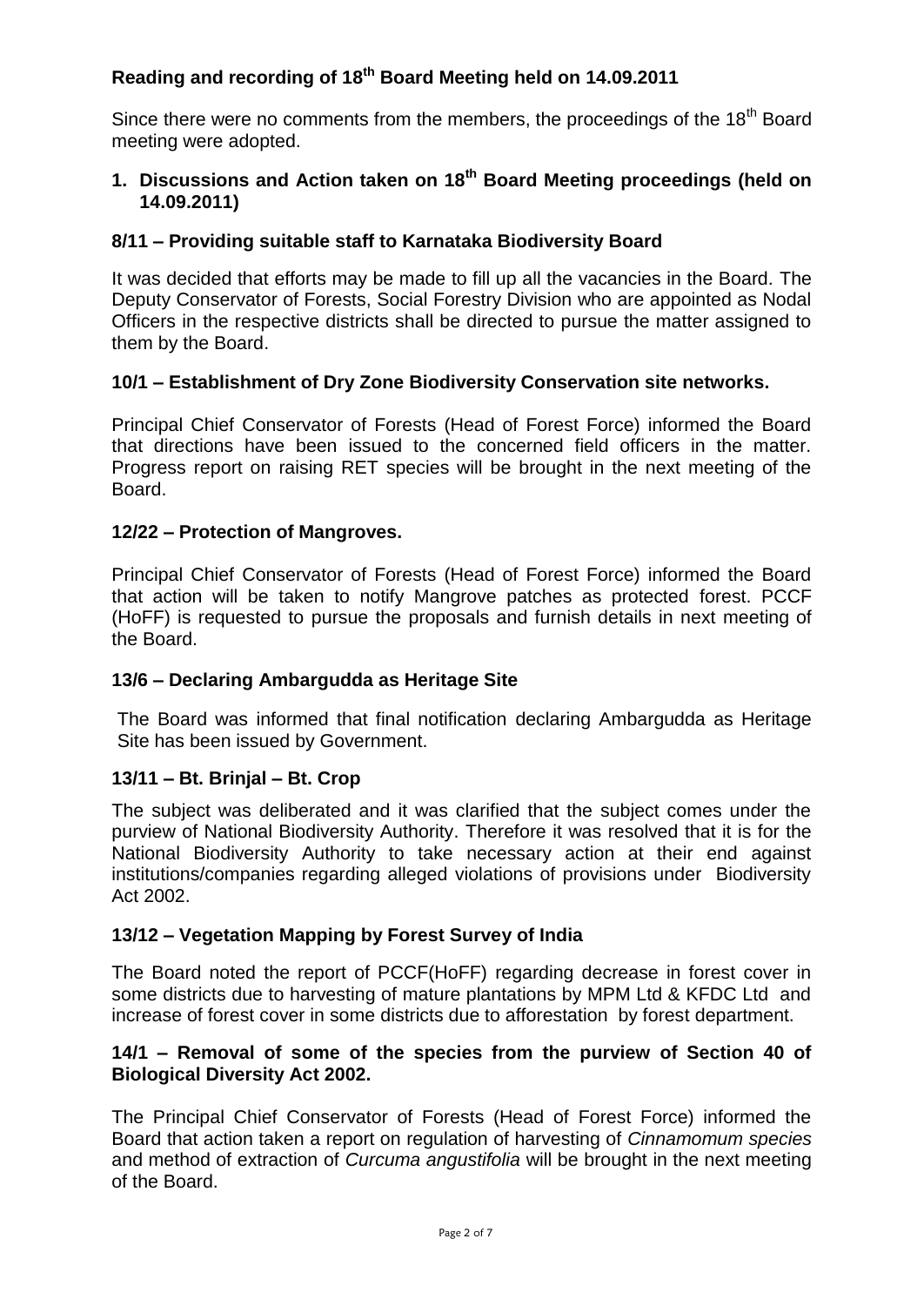## Reading and recording of 18th Board Meeting held on 14.09.2011

Since there were no comments from the members, the proceedings of the 18th Board meeting were adopted.

## 1. Discussions and Action taken on 18th Board Meeting proceedings (held on 14.09.2011)

### 8/11 – Providing suitable staff to Karnataka Biodiversity Board

It was decided that efforts may be made to fill up all the vacancies in the Board. The Deputy Conservator of Forests, Social Forestry Division who are appointed as Nodal Officers in the respective districts shall be directed to pursue the matter assigned to them by the Board.

### 10/1 – Establishment of Dry Zone Biodiversity Conservation site networks.

Principal Chief Conservator of Forests (Head of Forest Force) informed the Board that directions have been issued to the concerned field officers in the matter. Progress report on raising RET species will be brought in the next meeting of the Board.

### 12/22 – Protection of Mangroves.

Principal Chief Conservator of Forests (Head of Forest Force) informed the Board that action will be taken to notify Mangrove patches as protected forest. PCCF (HoFF) is requested to pursue the proposals and furnish details in next meeting of the Board.

### 13/6 – Declaring Ambargudda as Heritage Site

The Board was informed that final notification declaring Ambargudda as Heritage Site has been issued by Government.

### 13/11 – Bt. Brinjal – Bt. Crop

The subject was deliberated and it was clarified that the subject comes under the purview of National Biodiversity Authority. Therefore it was resolved that it is for the National Biodiversity Authority to take necessary action at their end against institutions/companies regarding alleged violations of provisions under Biodiversity Act 2002.

### 13/12 – Vegetation Mapping by Forest Survey of India

The Board noted the report of PCCF(HoFF) regarding decrease in forest cover in some districts due to harvesting of mature plantations by MPM Ltd & KFDC Ltd and increase of forest cover in some districts due to afforestation by forest department.

### 14/1 – Removal of some of the species from the purview of Section 40 of Biological Diversity Act 2002.

The Principal Chief Conservator of Forests (Head of Forest Force) informed the Board that action taken a report on regulation of harvesting of *Cinnamomum species* and method of extraction of *Curcuma angustifolia* will be brought in the next meeting of the Board.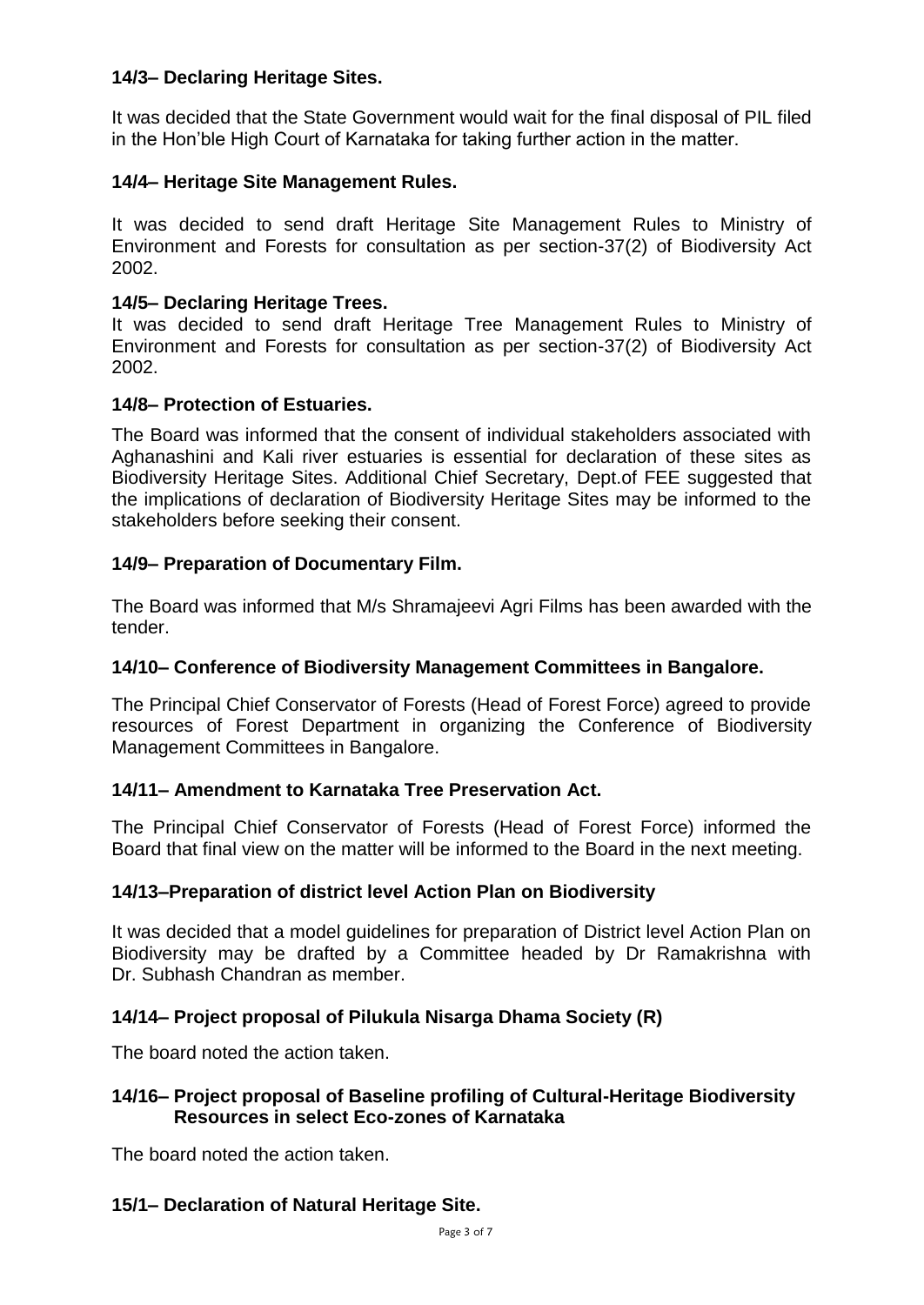### 14/3– Declaring Heritage Sites.

It was decided that the State Government would wait for the final disposal of PIL filed in the Hon'ble High Court of Karnataka for taking further action in the matter.

### 14/4– Heritage Site Management Rules.

It was decided to send draft Heritage Site Management Rules to Ministry of Environment and Forests for consultation as per section-37(2) of Biodiversity Act 2002.

### 14/5– Declaring Heritage Trees.

It was decided to send draft Heritage Tree Management Rules to Ministry of Environment and Forests for consultation as per section-37(2) of Biodiversity Act 2002.

### 14/8– Protection of Estuaries.

The Board was informed that the consent of individual stakeholders associated with Aghanashini and Kali river estuaries is essential for declaration of these sites as Biodiversity Heritage Sites. Additional Chief Secretary, Dept.of FEE suggested that the implications of declaration of Biodiversity Heritage Sites may be informed to the stakeholders before seeking their consent.

### 14/9– Preparation of Documentary Film.

The Board was informed that M/s Shramajeevi Agri Films has been awarded with the tender.

### 14/10– Conference of Biodiversity Management Committees in Bangalore.

The Principal Chief Conservator of Forests (Head of Forest Force) agreed to provide resources of Forest Department in organizing the Conference of Biodiversity Management Committees in Bangalore.

### 14/11– Amendment to Karnataka Tree Preservation Act.

The Principal Chief Conservator of Forests (Head of Forest Force) informed the Board that final view on the matter will be informed to the Board in the next meeting.

### 14/13–Preparation of district level Action Plan on Biodiversity

It was decided that a model guidelines for preparation of District level Action Plan on Biodiversity may be drafted by a Committee headed by Dr Ramakrishna with Dr. Subhash Chandran as member.

### 14/14– Project proposal of Pilukula Nisarga Dhama Society (R)

The board noted the action taken.

### 14/16– Project proposal of Baseline profiling of Cultural-Heritage Biodiversity Resources in select Eco-zones of Karnataka

The board noted the action taken.

### 15/1– Declaration of Natural Heritage Site.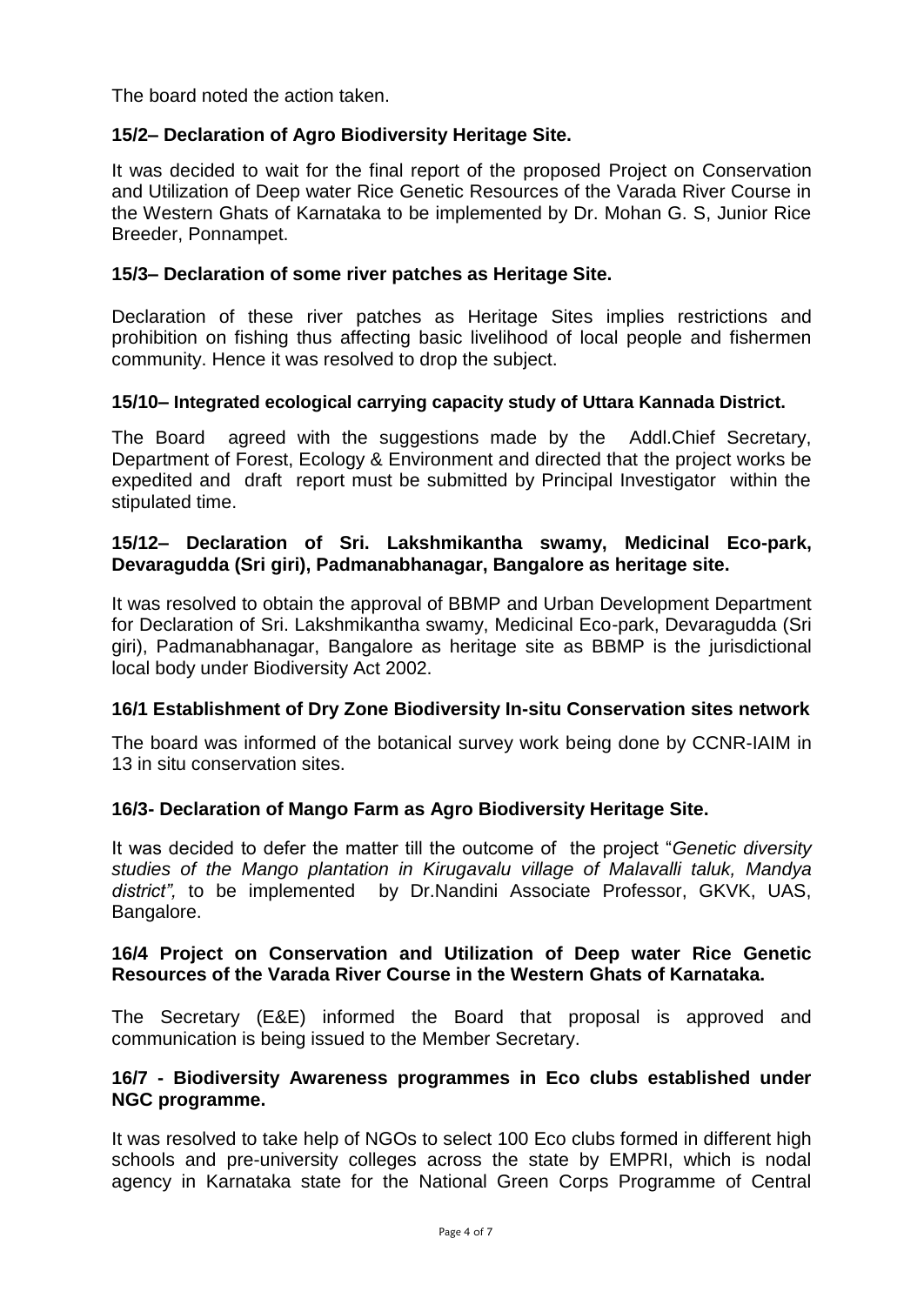The board noted the action taken.

**15/2– Declaration of Agro Biodiversity Heritage Site.**

It was decided to wait for the final report of the proposed Project on Conservation and Utilization of Deep water Rice Genetic Resources of the Varada River Course in the Western Ghats of Karnataka to be implemented by Dr. Mohan G. S, Junior Rice Breeder, Ponnampet.

**15/3– Declaration of some river patches as Heritage Site.**

Declaration of these river patches as Heritage Sites implies restrictions and prohibition on fishing thus affecting basic livelihood of local people and fishermen community. Hence it was resolved to drop the subject.

**15/10– Integrated ecological carrying capacity study of Uttara Kannada District.**

The Board agreed with the suggestions made by the Addl.Chief Secretary, Department of Forest, Ecology & Environment and directed that the project works be expedited and draft report must be submitted by Principal Investigator within the stipulated time.

**15/12– Declaration of Sri. Lakshmikantha swamy, Medicinal Eco-park, Devaragudda (Sri giri), Padmanabhanagar, Bangalore as heritage site.**

It was resolved to obtain the approval of BBMP and Urban Development Department for Declaration of Sri. Lakshmikantha swamy, Medicinal Eco-park, Devaragudda (Sri giri), Padmanabhanagar, Bangalore as heritage site as BBMP is the jurisdictional local body under Biodiversity Act 2002.

**16/1 Establishment of Dry Zone Biodiversity In-situ Conservation sites network**

The board was informed of the botanical survey work being done by CCNR-IAIM in 13 in situ conservation sites.

**16/3- Declaration of Mango Farm as Agro Biodiversity Heritage Site.**

It was decided to defer the matter till the outcome of the project "*Genetic diversity studies of the Mango plantation in Kirugavalu village of Malavalli taluk, Mandya district",* to be implemented by Dr.Nandini Associate Professor, GKVK, UAS, Bangalore.

**16/4 Project on Conservation and Utilization of Deep water Rice Genetic Resources of the Varada River Course in the Western Ghats of Karnataka.**

The Secretary (E&E) informed the Board that proposal is approved and communication is being issued to the Member Secretary.

**16/7 - Biodiversity Awareness programmes in Eco clubs established under NGC programme.**

It was resolved to take help of NGOs to select 100 Eco clubs formed in different high schools and pre-university colleges across the state by EMPRI, which is nodal agency in Karnataka state for the National Green Corps Programme of Central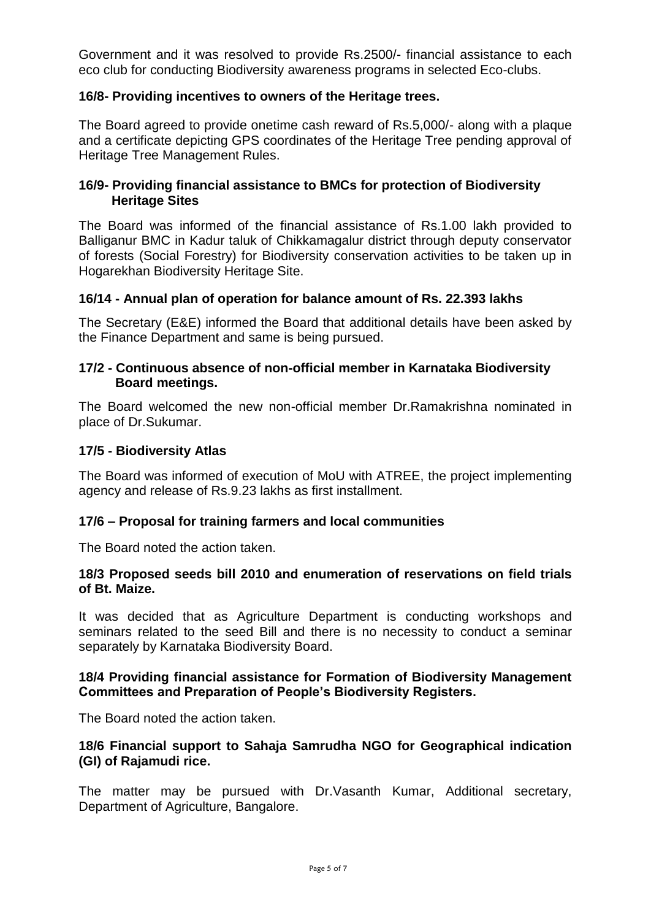Government and it was resolved to provide Rs.2500/- financial assistance to each eco club for conducting Biodiversity awareness programs in selected Eco-clubs.

**16/8- Providing incentives to owners of the Heritage trees.**

The Board agreed to provide onetime cash reward of Rs.5,000/- along with a plaque and a certificate depicting GPS coordinates of the Heritage Tree pending approval of Heritage Tree Management Rules.

**16/9- Providing financial assistance to BMCs for protection of Biodiversity Heritage Sites**

The Board was informed of the financial assistance of Rs.1.00 lakh provided to Balliganur BMC in Kadur taluk of Chikkamagalur district through deputy conservator of forests (Social Forestry) for Biodiversity conservation activities to be taken up in Hogarekhan Biodiversity Heritage Site.

**16/14 - Annual plan of operation for balance amount of Rs. 22.393 lakhs**

The Secretary (E&E) informed the Board that additional details have been asked by the Finance Department and same is being pursued.

**17/2 - Continuous absence of non-official member in Karnataka Biodiversity Board meetings.**

The Board welcomed the new non-official member Dr.Ramakrishna nominated in place of Dr.Sukumar.

**17/5 - Biodiversity Atlas**

The Board was informed of execution of MoU with ATREE, the project implementing agency and release of Rs.9.23 lakhs as first installment.

**17/6 – Proposal for training farmers and local communities**

The Board noted the action taken.

**18/3 Proposed seeds bill 2010 and enumeration of reservations on field trials of Bt. Maize.**

It was decided that as Agriculture Department is conducting workshops and seminars related to the seed Bill and there is no necessity to conduct a seminar separately by Karnataka Biodiversity Board.

**18/4 Providing financial assistance for Formation of Biodiversity Management Committees and Preparation of People's Biodiversity Registers.**

The Board noted the action taken.

**18/6 Financial support to Sahaja Samrudha NGO for Geographical indication (GI) of Rajamudi rice.**

The matter may be pursued with Dr.Vasanth Kumar, Additional secretary, Department of Agriculture, Bangalore.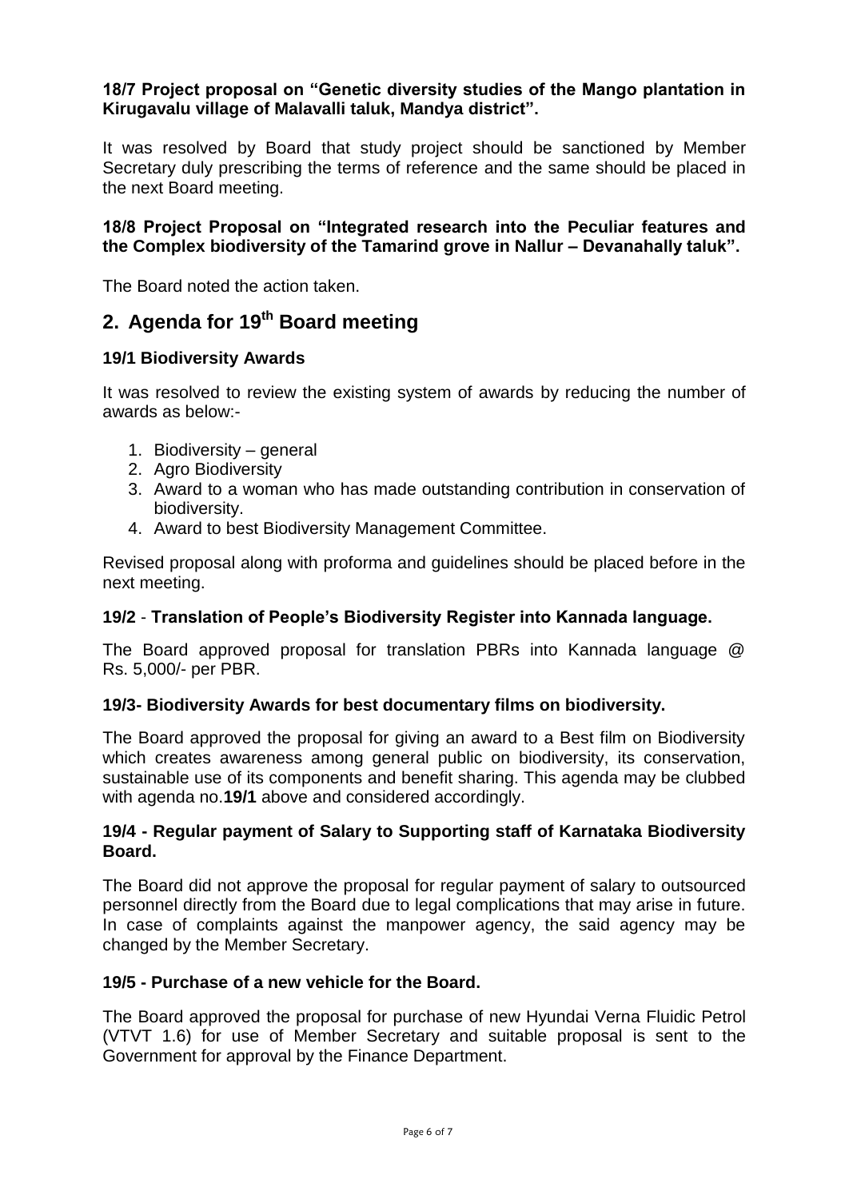**18/7 Project proposal on "Genetic diversity studies of the Mango plantation in Kirugavalu village of Malavalli taluk, Mandya district".**

It was resolved by Board that study project should be sanctioned by Member Secretary duly prescribing the terms of reference and the same should be placed in the next Board meeting.

**18/8 Project Proposal on "Integrated research into the Peculiar features and the Complex biodiversity of the Tamarind grove in Nallur – Devanahally taluk".**

The Board noted the action taken.

## 2. Agenda for 19th Board meeting

**19/1 Biodiversity Awards**

It was resolved to review the existing system of awards by reducing the number of awards as below:-

1. Biodiversity – general
2. Agro Biodiversity
3. Award to a woman who has made outstanding contribution in conservation of biodiversity.
4. Award to best Biodiversity Management Committee.

Revised proposal along with proforma and guidelines should be placed before in the next meeting.

**19/2 - Translation of People's Biodiversity Register into Kannada language.**

The Board approved proposal for translation PBRs into Kannada language @ Rs. 5,000/- per PBR.

**19/3- Biodiversity Awards for best documentary films on biodiversity.**

The Board approved the proposal for giving an award to a Best film on Biodiversity which creates awareness among general public on biodiversity, its conservation, sustainable use of its components and benefit sharing. This agenda may be clubbed with agenda no.**19/1** above and considered accordingly.

**19/4 - Regular payment of Salary to Supporting staff of Karnataka Biodiversity Board.**

The Board did not approve the proposal for regular payment of salary to outsourced personnel directly from the Board due to legal complications that may arise in future. In case of complaints against the manpower agency, the said agency may be changed by the Member Secretary.

**19/5 - Purchase of a new vehicle for the Board.**

The Board approved the proposal for purchase of new Hyundai Verna Fluidic Petrol (VTVT 1.6) for use of Member Secretary and suitable proposal is sent to the Government for approval by the Finance Department.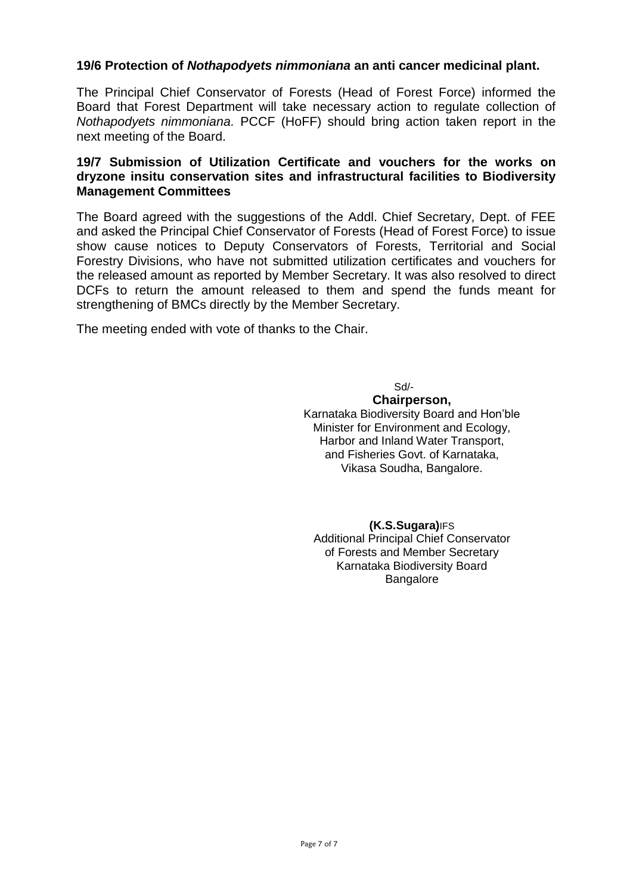**19/6 Protection of *Nothapodyets nimmoniana* an anti cancer medicinal plant.**

The Principal Chief Conservator of Forests (Head of Forest Force) informed the Board that Forest Department will take necessary action to regulate collection of *Nothapodyets nimmoniana.* PCCF (HoFF) should bring action taken report in the next meeting of the Board.

**19/7 Submission of Utilization Certificate and vouchers for the works on dryzone insitu conservation sites and infrastructural facilities to Biodiversity Management Committees**

The Board agreed with the suggestions of the Addl. Chief Secretary, Dept. of FEE and asked the Principal Chief Conservator of Forests (Head of Forest Force) to issue show cause notices to Deputy Conservators of Forests, Territorial and Social Forestry Divisions, who have not submitted utilization certificates and vouchers for the released amount as reported by Member Secretary. It was also resolved to direct DCFs to return the amount released to them and spend the funds meant for strengthening of BMCs directly by the Member Secretary.

The meeting ended with vote of thanks to the Chair.

Sd/-
**Chairperson,**
Karnataka Biodiversity Board and Hon'ble Minister for Environment and Ecology, Harbor and Inland Water Transport, and Fisheries Govt. of Karnataka, Vikasa Soudha, Bangalore.

**(K.S.Sugara)**IFS
Additional Principal Chief Conservator of Forests and Member Secretary
Karnataka Biodiversity Board
Bangalore